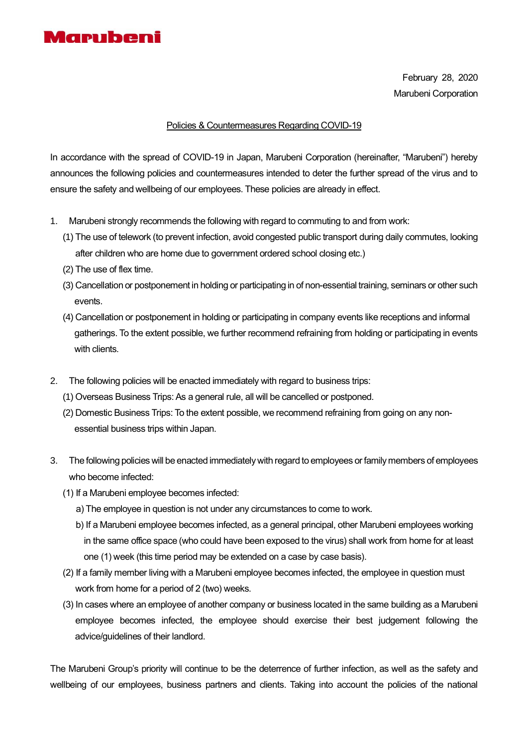# Marubeni

February 28, 2020

Marubeni Corporation

## Policies & Countermeasures Regarding COVID-19

In accordance with the spread of COVID-19 in Japan, Marubeni Corporation (hereinafter, "Marubeni") hereby announces the following policies and countermeasures intended to deter the further spread of the virus and to ensure the safety and wellbeing of our employees. These policies are already in effect.

1. Marubeni strongly recommends the following with regard to commuting to and from work:
   (1) The use of telework (to prevent infection, avoid congested public transport during daily commutes, looking after children who are home due to government ordered school closing etc.)
   (2) The use of flex time.
   (3) Cancellation or postponement in holding or participating in of non-essential training, seminars or other such events.
   (4) Cancellation or postponement in holding or participating in company events like receptions and informal gatherings. To the extent possible, we further recommend refraining from holding or participating in events with clients.

2. The following policies will be enacted immediately with regard to business trips:
   (1) Overseas Business Trips: As a general rule, all will be cancelled or postponed.
   (2) Domestic Business Trips: To the extent possible, we recommend refraining from going on any non-essential business trips within Japan.

3. The following policies will be enacted immediately with regard to employees or family members of employees who become infected:
   (1) If a Marubeni employee becomes infected:
      a) The employee in question is not under any circumstances to come to work.
      b) If a Marubeni employee becomes infected, as a general principal, other Marubeni employees working in the same office space (who could have been exposed to the virus) shall work from home for at least one (1) week (this time period may be extended on a case by case basis).
   (2) If a family member living with a Marubeni employee becomes infected, the employee in question must work from home for a period of 2 (two) weeks.
   (3) In cases where an employee of another company or business located in the same building as a Marubeni employee becomes infected, the employee should exercise their best judgement following the advice/guidelines of their landlord.

The Marubeni Group's priority will continue to be the deterrence of further infection, as well as the safety and wellbeing of our employees, business partners and clients. Taking into account the policies of the national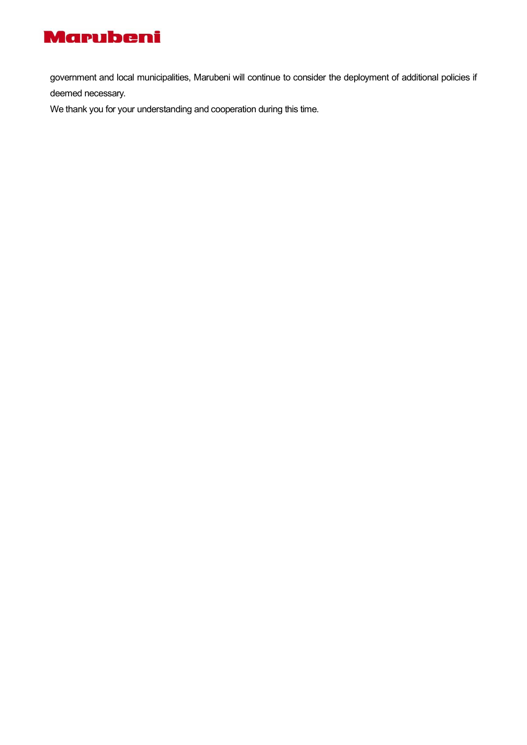government and local municipalities, Marubeni will continue to consider the deployment of additional policies if deemed necessary.

We thank you for your understanding and cooperation during this time.